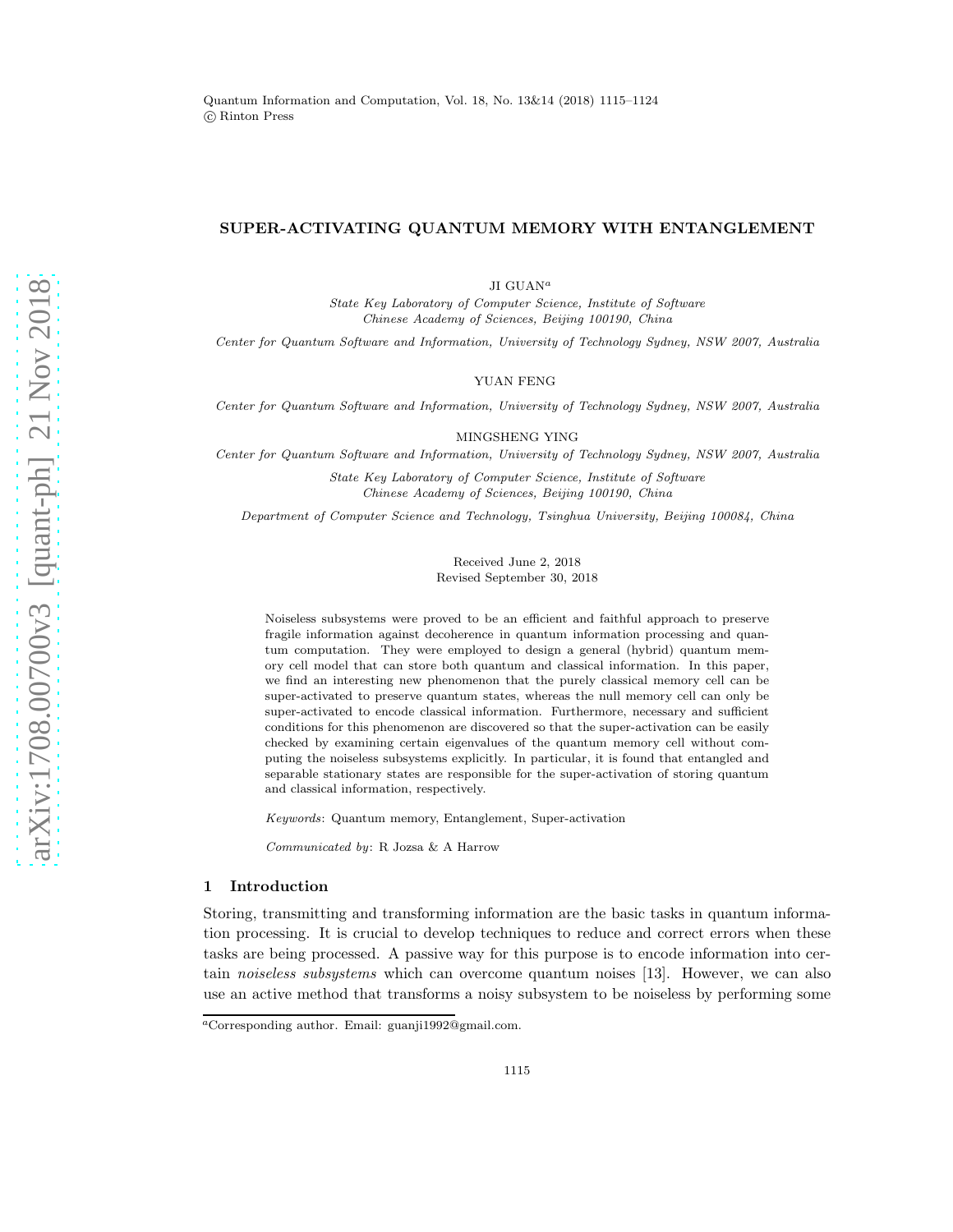# SUPER-ACTIVATING QUANTUM MEMORY WITH ENTANGLEMENT

JI GUAN[a]

*State Key Laboratory of Computer Science, Institute of Software*
*Chinese Academy of Sciences, Beijing 100190, China*

*Center for Quantum Software and Information, University of Technology Sydney, NSW 2007, Australia*

YUAN FENG

*Center for Quantum Software and Information, University of Technology Sydney, NSW 2007, Australia*

MINGSHENG YING

*Center for Quantum Software and Information, University of Technology Sydney, NSW 2007, Australia*

*State Key Laboratory of Computer Science, Institute of Software*
*Chinese Academy of Sciences, Beijing 100190, China*

*Department of Computer Science and Technology, Tsinghua University, Beijing 100084, China*

Received June 2, 2018
Revised September 30, 2018

Noiseless subsystems were proved to be an efficient and faithful approach to preserve fragile information against decoherence in quantum information processing and quantum computation. They were employed to design a general (hybrid) quantum memory cell model that can store both quantum and classical information. In this paper, we find an interesting new phenomenon that the purely classical memory cell can be super-activated to preserve quantum states, whereas the null memory cell can only be super-activated to encode classical information. Furthermore, necessary and sufficient conditions for this phenomenon are discovered so that the super-activation can be easily checked by examining certain eigenvalues of the quantum memory cell without computing the noiseless subsystems explicitly. In particular, it is found that entangled and separable stationary states are responsible for the super-activation of storing quantum and classical information, respectively.

*Keywords*: Quantum memory, Entanglement, Super-activation

*Communicated by*: R Jozsa & A Harrow

## 1 Introduction

Storing, transmitting and transforming information are the basic tasks in quantum information processing. It is crucial to develop techniques to reduce and correct errors when these tasks are being processed. A passive way for this purpose is to encode information into certain *noiseless subsystems* which can overcome quantum noises [13]. However, we can also use an active method that transforms a noisy subsystem to be noiseless by performing some

---

[a]Corresponding author. Email: guanji1992@gmail.com.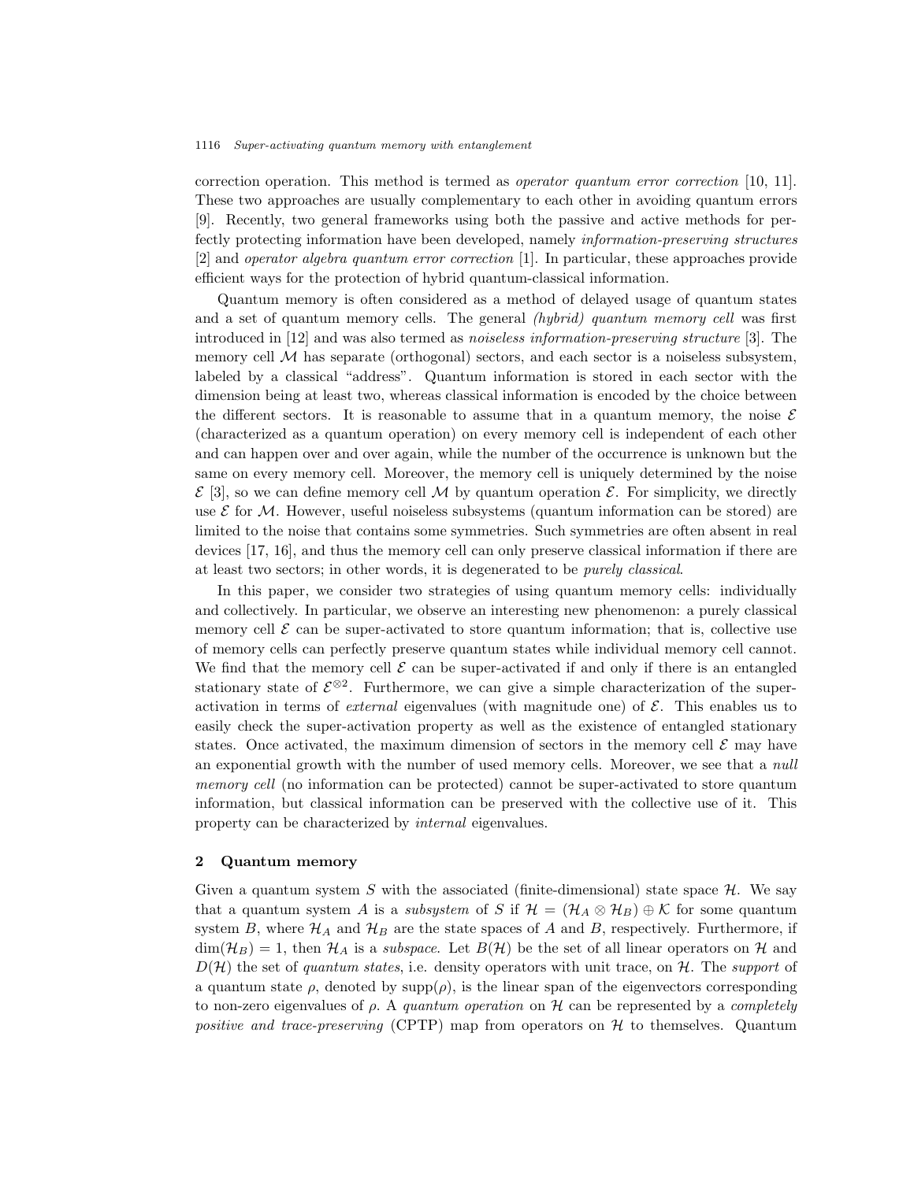correction operation. This method is termed as *operator quantum error correction* [10, 11]. These two approaches are usually complementary to each other in avoiding quantum errors [9]. Recently, two general frameworks using both the passive and active methods for perfectly protecting information have been developed, namely *information-preserving structures* [2] and *operator algebra quantum error correction* [1]. In particular, these approaches provide efficient ways for the protection of hybrid quantum-classical information.

Quantum memory is often considered as a method of delayed usage of quantum states and a set of quantum memory cells. The general *(hybrid) quantum memory cell* was first introduced in [12] and was also termed as *noiseless information-preserving structure* [3]. The memory cell $\mathcal{M}$ has separate (orthogonal) sectors, and each sector is a noiseless subsystem, labeled by a classical "address". Quantum information is stored in each sector with the dimension being at least two, whereas classical information is encoded by the choice between the different sectors. It is reasonable to assume that in a quantum memory, the noise $\mathcal{E}$ (characterized as a quantum operation) on every memory cell is independent of each other and can happen over and over again, while the number of the occurrence is unknown but the same on every memory cell. Moreover, the memory cell is uniquely determined by the noise $\mathcal{E}$ [3], so we can define memory cell $\mathcal{M}$ by quantum operation $\mathcal{E}$. For simplicity, we directly use $\mathcal{E}$ for $\mathcal{M}$. However, useful noiseless subsystems (quantum information can be stored) are limited to the noise that contains some symmetries. Such symmetries are often absent in real devices [17, 16], and thus the memory cell can only preserve classical information if there are at least two sectors; in other words, it is degenerated to be *purely classical*.

In this paper, we consider two strategies of using quantum memory cells: individually and collectively. In particular, we observe an interesting new phenomenon: a purely classical memory cell $\mathcal{E}$ can be super-activated to store quantum information; that is, collective use of memory cells can perfectly preserve quantum states while individual memory cell cannot. We find that the memory cell $\mathcal{E}$ can be super-activated if and only if there is an entangled stationary state of $\mathcal{E}^{\otimes 2}$. Furthermore, we can give a simple characterization of the super-activation in terms of *external* eigenvalues (with magnitude one) of $\mathcal{E}$. This enables us to easily check the super-activation property as well as the existence of entangled stationary states. Once activated, the maximum dimension of sectors in the memory cell $\mathcal{E}$ may have an exponential growth with the number of used memory cells. Moreover, we see that a *null memory cell* (no information can be protected) cannot be super-activated to store quantum information, but classical information can be preserved with the collective use of it. This property can be characterized by *internal* eigenvalues.

## 2 Quantum memory

Given a quantum system $S$ with the associated (finite-dimensional) state space $\mathcal{H}$. We say that a quantum system $A$ is a *subsystem* of $S$ if $\mathcal{H} = (\mathcal{H}_A \otimes \mathcal{H}_B) \oplus \mathcal{K}$ for some quantum system $B$, where $\mathcal{H}_A$ and $\mathcal{H}_B$ are the state spaces of $A$ and $B$, respectively. Furthermore, if $\dim(\mathcal{H}_B) = 1$, then $\mathcal{H}_A$ is a *subspace*. Let $B(\mathcal{H})$ be the set of all linear operators on $\mathcal{H}$ and $D(\mathcal{H})$ the set of *quantum states*, i.e. density operators with unit trace, on $\mathcal{H}$. The *support* of a quantum state $\rho$, denoted by $\mathrm{supp}(\rho)$, is the linear span of the eigenvectors corresponding to non-zero eigenvalues of $\rho$. A *quantum operation* on $\mathcal{H}$ can be represented by a *completely positive and trace-preserving* (CPTP) map from operators on $\mathcal{H}$ to themselves. Quantum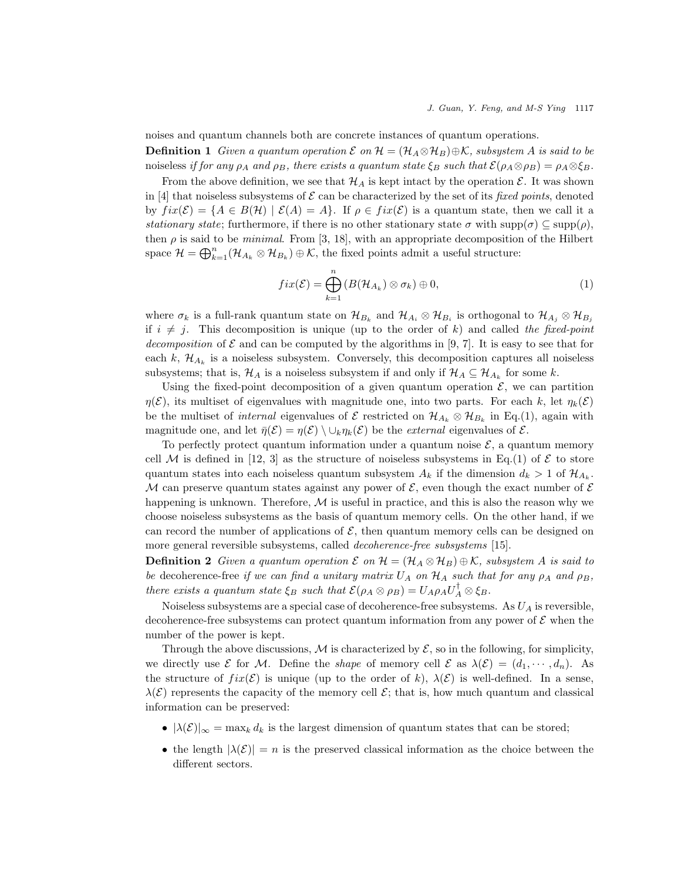noises and quantum channels both are concrete instances of quantum operations.

**Definition 1** *Given a quantum operation $\mathcal{E}$ on $\mathcal{H} = (\mathcal{H}_A \otimes \mathcal{H}_B) \oplus \mathcal{K}$, subsystem A is said to be* noiseless *if for any $\rho_A$ and $\rho_B$, there exists a quantum state $\xi_B$ such that $\mathcal{E}(\rho_A \otimes \rho_B) = \rho_A \otimes \xi_B$.*

From the above definition, we see that $\mathcal{H}_A$ is kept intact by the operation $\mathcal{E}$. It was shown in [4] that noiseless subsystems of $\mathcal{E}$ can be characterized by the set of its *fixed points*, denoted by $fix(\mathcal{E}) = \{A \in B(\mathcal{H}) \mid \mathcal{E}(A) = A\}$. If $\rho \in fix(\mathcal{E})$ is a quantum state, then we call it a *stationary state*; furthermore, if there is no other stationary state $\sigma$ with $\text{supp}(\sigma) \subseteq \text{supp}(\rho)$, then $\rho$ is said to be *minimal*. From [3, 18], with an appropriate decomposition of the Hilbert space $\mathcal{H} = \bigoplus_{k=1}^{n} (\mathcal{H}_{A_k} \otimes \mathcal{H}_{B_k}) \oplus \mathcal{K}$, the fixed points admit a useful structure:

$$fix(\mathcal{E}) = \bigoplus_{k=1}^{n} (B(\mathcal{H}_{A_k}) \otimes \sigma_k) \oplus 0, \tag{1}$$

where $\sigma_k$ is a full-rank quantum state on $\mathcal{H}_{B_k}$ and $\mathcal{H}_{A_i} \otimes \mathcal{H}_{B_i}$ is orthogonal to $\mathcal{H}_{A_j} \otimes \mathcal{H}_{B_j}$ if $i \neq j$. This decomposition is unique (up to the order of $k$) and called *the fixed-point decomposition* of $\mathcal{E}$ and can be computed by the algorithms in [9, 7]. It is easy to see that for each $k$, $\mathcal{H}_{A_k}$ is a noiseless subsystem. Conversely, this decomposition captures all noiseless subsystems; that is, $\mathcal{H}_A$ is a noiseless subsystem if and only if $\mathcal{H}_A \subseteq \mathcal{H}_{A_k}$ for some $k$.

Using the fixed-point decomposition of a given quantum operation $\mathcal{E}$, we can partition $\eta(\mathcal{E})$, its multiset of eigenvalues with magnitude one, into two parts. For each $k$, let $\eta_k(\mathcal{E})$ be the multiset of *internal* eigenvalues of $\mathcal{E}$ restricted on $\mathcal{H}_{A_k} \otimes \mathcal{H}_{B_k}$ in Eq.(1), again with magnitude one, and let $\bar{\eta}(\mathcal{E}) = \eta(\mathcal{E}) \setminus \cup_k \eta_k(\mathcal{E})$ be the *external* eigenvalues of $\mathcal{E}$.

To perfectly protect quantum information under a quantum noise $\mathcal{E}$, a quantum memory cell $\mathcal{M}$ is defined in [12, 3] as the structure of noiseless subsystems in Eq.(1) of $\mathcal{E}$ to store quantum states into each noiseless quantum subsystem $A_k$ if the dimension $d_k > 1$ of $\mathcal{H}_{A_k}$. $\mathcal{M}$ can preserve quantum states against any power of $\mathcal{E}$, even though the exact number of $\mathcal{E}$ happening is unknown. Therefore, $\mathcal{M}$ is useful in practice, and this is also the reason why we choose noiseless subsystems as the basis of quantum memory cells. On the other hand, if we can record the number of applications of $\mathcal{E}$, then quantum memory cells can be designed on more general reversible subsystems, called *decoherence-free subsystems* [15].

**Definition 2** *Given a quantum operation $\mathcal{E}$ on $\mathcal{H} = (\mathcal{H}_A \otimes \mathcal{H}_B) \oplus \mathcal{K}$, subsystem A is said to be* decoherence-free *if we can find a unitary matrix $U_A$ on $\mathcal{H}_A$ such that for any $\rho_A$ and $\rho_B$, there exists a quantum state $\xi_B$ such that $\mathcal{E}(\rho_A \otimes \rho_B) = U_A \rho_A U_A^{\dagger} \otimes \xi_B$.*

Noiseless subsystems are a special case of decoherence-free subsystems. As $U_A$ is reversible, decoherence-free subsystems can protect quantum information from any power of $\mathcal{E}$ when the number of the power is kept.

Through the above discussions, $\mathcal{M}$ is characterized by $\mathcal{E}$, so in the following, for simplicity, we directly use $\mathcal{E}$ for $\mathcal{M}$. Define the *shape* of memory cell $\mathcal{E}$ as $\lambda(\mathcal{E}) = (d_1, \cdots, d_n)$. As the structure of $fix(\mathcal{E})$ is unique (up to the order of $k$), $\lambda(\mathcal{E})$ is well-defined. In a sense, $\lambda(\mathcal{E})$ represents the capacity of the memory cell $\mathcal{E}$; that is, how much quantum and classical information can be preserved:

- $|\lambda(\mathcal{E})|_\infty = \max_k d_k$ is the largest dimension of quantum states that can be stored;
- the length $|\lambda(\mathcal{E})| = n$ is the preserved classical information as the choice between the different sectors.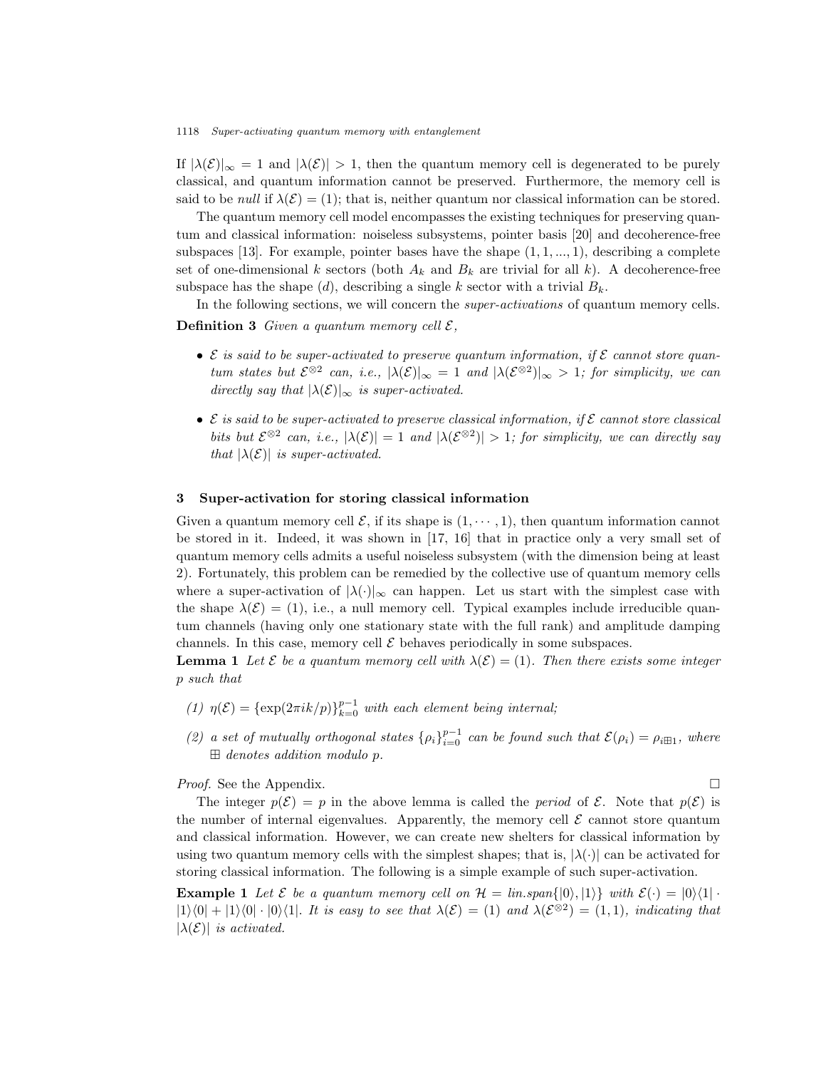If $|\lambda(\mathcal{E})|_\infty = 1$ and $|\lambda(\mathcal{E})| > 1$, then the quantum memory cell is degenerated to be purely classical, and quantum information cannot be preserved. Furthermore, the memory cell is said to be *null* if $\lambda(\mathcal{E}) = (1)$; that is, neither quantum nor classical information can be stored.

The quantum memory cell model encompasses the existing techniques for preserving quantum and classical information: noiseless subsystems, pointer basis [20] and decoherence-free subspaces [13]. For example, pointer bases have the shape $(1, 1, ..., 1)$, describing a complete set of one-dimensional $k$ sectors (both $A_k$ and $B_k$ are trivial for all $k$). A decoherence-free subspace has the shape $(d)$, describing a single $k$ sector with a trivial $B_k$.

In the following sections, we will concern the *super-activations* of quantum memory cells.

**Definition 3** *Given a quantum memory cell $\mathcal{E}$,*

- *$\mathcal{E}$ is said to be super-activated to preserve quantum information, if $\mathcal{E}$ cannot store quantum states but $\mathcal{E}^{\otimes 2}$ can, i.e., $|\lambda(\mathcal{E})|_\infty = 1$ and $|\lambda(\mathcal{E}^{\otimes 2})|_\infty > 1$; for simplicity, we can directly say that $|\lambda(\mathcal{E})|_\infty$ is super-activated.*

- *$\mathcal{E}$ is said to be super-activated to preserve classical information, if $\mathcal{E}$ cannot store classical bits but $\mathcal{E}^{\otimes 2}$ can, i.e., $|\lambda(\mathcal{E})| = 1$ and $|\lambda(\mathcal{E}^{\otimes 2})| > 1$; for simplicity, we can directly say that $|\lambda(\mathcal{E})|$ is super-activated.*

## 3 Super-activation for storing classical information

Given a quantum memory cell $\mathcal{E}$, if its shape is $(1, \cdots, 1)$, then quantum information cannot be stored in it. Indeed, it was shown in [17, 16] that in practice only a very small set of quantum memory cells admits a useful noiseless subsystem (with the dimension being at least 2). Fortunately, this problem can be remedied by the collective use of quantum memory cells where a super-activation of $|\lambda(\cdot)|_\infty$ can happen. Let us start with the simplest case with the shape $\lambda(\mathcal{E}) = (1)$, i.e., a null memory cell. Typical examples include irreducible quantum channels (having only one stationary state with the full rank) and amplitude damping channels. In this case, memory cell $\mathcal{E}$ behaves periodically in some subspaces.

**Lemma 1** *Let $\mathcal{E}$ be a quantum memory cell with $\lambda(\mathcal{E}) = (1)$. Then there exists some integer $p$ such that*

*(1) $\eta(\mathcal{E}) = \{\exp(2\pi ik/p)\}_{k=0}^{p-1}$ with each element being internal;*

*(2) a set of mutually orthogonal states $\{\rho_i\}_{i=0}^{p-1}$ can be found such that $\mathcal{E}(\rho_i) = \rho_{i \boxplus 1}$, where $\boxplus$ denotes addition modulo $p$.*

*Proof.* See the Appendix. □

The integer $p(\mathcal{E}) = p$ in the above lemma is called the *period* of $\mathcal{E}$. Note that $p(\mathcal{E})$ is the number of internal eigenvalues. Apparently, the memory cell $\mathcal{E}$ cannot store quantum and classical information. However, we can create new shelters for classical information by using two quantum memory cells with the simplest shapes; that is, $|\lambda(\cdot)|$ can be activated for storing classical information. The following is a simple example of such super-activation.

**Example 1** *Let $\mathcal{E}$ be a quantum memory cell on $\mathcal{H} = lin.span\{|0\rangle, |1\rangle\}$ with $\mathcal{E}(\cdot) = |0\rangle\langle 1| \cdot |1\rangle\langle 0| + |1\rangle\langle 0| \cdot |0\rangle\langle 1|$. It is easy to see that $\lambda(\mathcal{E}) = (1)$ and $\lambda(\mathcal{E}^{\otimes 2}) = (1, 1)$, indicating that $|\lambda(\mathcal{E})|$ is activated.*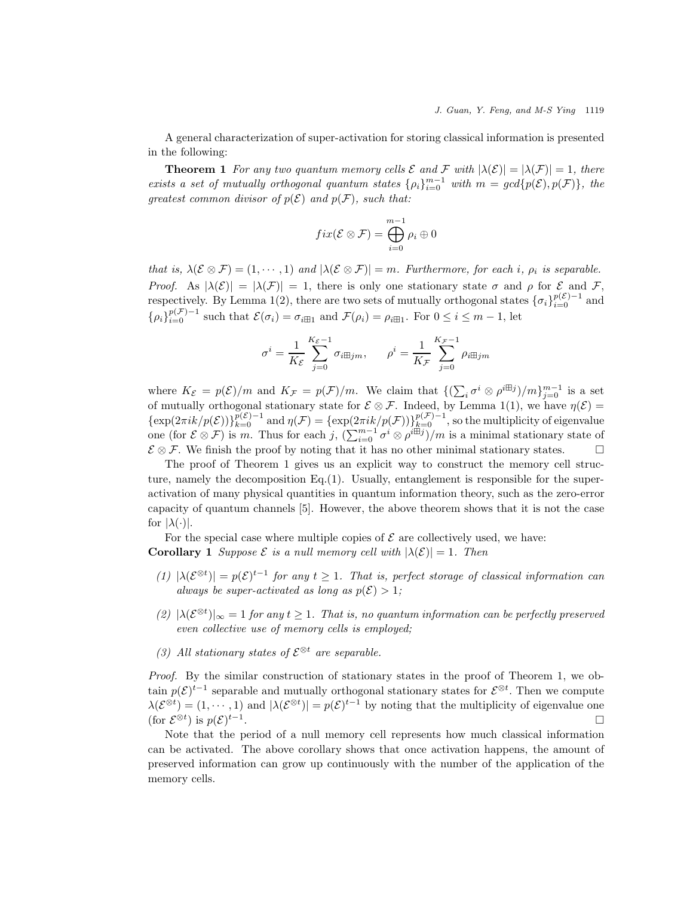A general characterization of super-activation for storing classical information is presented in the following:

**Theorem 1** *For any two quantum memory cells $\mathcal{E}$ and $\mathcal{F}$ with $|\lambda(\mathcal{E})| = |\lambda(\mathcal{F})| = 1$, there exists a set of mutually orthogonal quantum states $\{\rho_i\}_{i=0}^{m-1}$ with $m = gcd\{p(\mathcal{E}), p(\mathcal{F})\}$, the greatest common divisor of $p(\mathcal{E})$ and $p(\mathcal{F})$, such that:*

$$fix(\mathcal{E} \otimes \mathcal{F}) = \bigoplus_{i=0}^{m-1} \rho_i \oplus 0$$

*that is, $\lambda(\mathcal{E} \otimes \mathcal{F}) = (1, \cdots, 1)$ and $|\lambda(\mathcal{E} \otimes \mathcal{F})| = m$. Furthermore, for each $i$, $\rho_i$ is separable.*

*Proof.* As $|\lambda(\mathcal{E})| = |\lambda(\mathcal{F})| = 1$, there is only one stationary state $\sigma$ and $\rho$ for $\mathcal{E}$ and $\mathcal{F}$, respectively. By Lemma 1(2), there are two sets of mutually orthogonal states $\{\sigma_i\}_{i=0}^{p(\mathcal{E})-1}$ and $\{\rho_i\}_{i=0}^{p(\mathcal{F})-1}$ such that $\mathcal{E}(\sigma_i) = \sigma_{i\boxplus 1}$ and $\mathcal{F}(\rho_i) = \rho_{i\boxplus 1}$. For $0 \le i \le m-1$, let

$$\sigma^i = \frac{1}{K_\mathcal{E}} \sum_{j=0}^{K_\mathcal{E}-1} \sigma_{i\boxplus jm}, \qquad \rho^i = \frac{1}{K_\mathcal{F}} \sum_{j=0}^{K_\mathcal{F}-1} \rho_{i\boxplus jm}$$

where $K_\mathcal{E} = p(\mathcal{E})/m$ and $K_\mathcal{F} = p(\mathcal{F})/m$. We claim that $\{(\sum_i \sigma^i \otimes \rho^{i\boxplus j})/m\}_{j=0}^{m-1}$ is a set of mutually orthogonal stationary state for $\mathcal{E} \otimes \mathcal{F}$. Indeed, by Lemma 1(1), we have $\eta(\mathcal{E}) = \{\exp(2\pi ik/p(\mathcal{E}))\}_{k=0}^{p(\mathcal{E})-1}$ and $\eta(\mathcal{F}) = \{\exp(2\pi ik/p(\mathcal{F}))\}_{k=0}^{p(\mathcal{F})-1}$, so the multiplicity of eigenvalue one (for $\mathcal{E} \otimes \mathcal{F}$) is $m$. Thus for each $j$, $(\sum_{i=0}^{m-1} \sigma^i \otimes \rho^{i\boxplus j})/m$ is a minimal stationary state of $\mathcal{E} \otimes \mathcal{F}$. We finish the proof by noting that it has no other minimal stationary states. □

The proof of Theorem 1 gives us an explicit way to construct the memory cell structure, namely the decomposition Eq.(1). Usually, entanglement is responsible for the super-activation of many physical quantities in quantum information theory, such as the zero-error capacity of quantum channels [5]. However, the above theorem shows that it is not the case for $|\lambda(\cdot)|$.

For the special case where multiple copies of $\mathcal{E}$ are collectively used, we have:

**Corollary 1** *Suppose $\mathcal{E}$ is a null memory cell with $|\lambda(\mathcal{E})| = 1$. Then*

1. *$|\lambda(\mathcal{E}^{\otimes t})| = p(\mathcal{E})^{t-1}$ for any $t \geq 1$. That is, perfect storage of classical information can always be super-activated as long as $p(\mathcal{E}) > 1$;*
2. *$|\lambda(\mathcal{E}^{\otimes t})|_\infty = 1$ for any $t \geq 1$. That is, no quantum information can be perfectly preserved even collective use of memory cells is employed;*
3. *All stationary states of $\mathcal{E}^{\otimes t}$ are separable.*

*Proof.* By the similar construction of stationary states in the proof of Theorem 1, we obtain $p(\mathcal{E})^{t-1}$ separable and mutually orthogonal stationary states for $\mathcal{E}^{\otimes t}$. Then we compute $\lambda(\mathcal{E}^{\otimes t}) = (1, \cdots, 1)$ and $|\lambda(\mathcal{E}^{\otimes t})| = p(\mathcal{E})^{t-1}$ by noting that the multiplicity of eigenvalue one (for $\mathcal{E}^{\otimes t}$) is $p(\mathcal{E})^{t-1}$. □

Note that the period of a null memory cell represents how much classical information can be activated. The above corollary shows that once activation happens, the amount of preserved information can grow up continuously with the number of the application of the memory cells.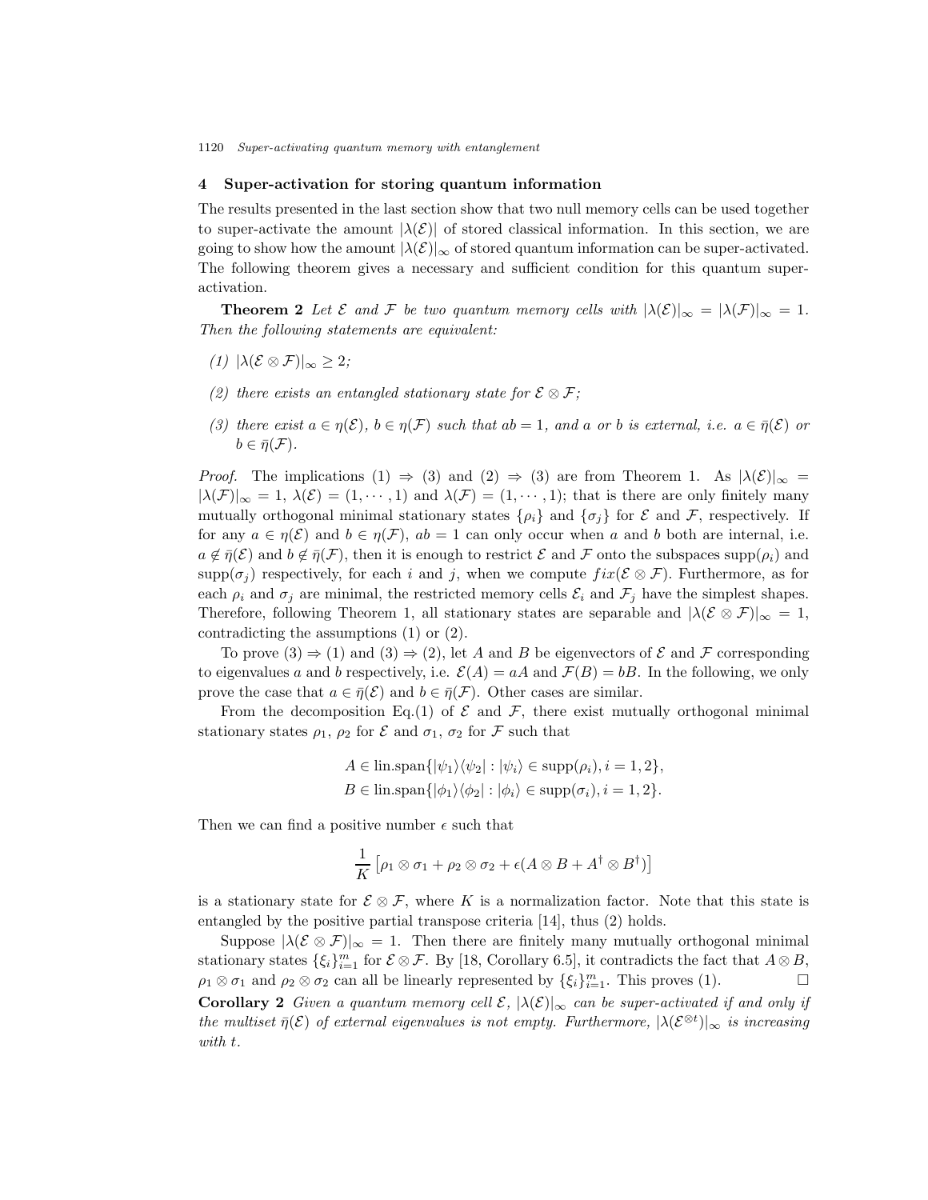## 4 Super-activation for storing quantum information

The results presented in the last section show that two null memory cells can be used together to super-activate the amount $|\lambda(\mathcal{E})|$ of stored classical information. In this section, we are going to show how the amount $|\lambda(\mathcal{E})|_\infty$ of stored quantum information can be super-activated. The following theorem gives a necessary and sufficient condition for this quantum super-activation.

**Theorem 2** *Let $\mathcal{E}$ and $\mathcal{F}$ be two quantum memory cells with $|\lambda(\mathcal{E})|_\infty = |\lambda(\mathcal{F})|_\infty = 1$. Then the following statements are equivalent:*

*(1) $|\lambda(\mathcal{E} \otimes \mathcal{F})|_\infty \geq 2$;*

*(2) there exists an entangled stationary state for $\mathcal{E} \otimes \mathcal{F}$;*

*(3) there exist $a \in \eta(\mathcal{E})$, $b \in \eta(\mathcal{F})$ such that $ab = 1$, and $a$ or $b$ is external, i.e. $a \in \bar{\eta}(\mathcal{E})$ or $b \in \bar{\eta}(\mathcal{F})$.*

*Proof.* The implications (1) $\Rightarrow$ (3) and (2) $\Rightarrow$ (3) are from Theorem 1. As $|\lambda(\mathcal{E})|_\infty = |\lambda(\mathcal{F})|_\infty = 1$, $\lambda(\mathcal{E}) = (1, \cdots, 1)$ and $\lambda(\mathcal{F}) = (1, \cdots, 1)$; that is there are only finitely many mutually orthogonal minimal stationary states $\{\rho_i\}$ and $\{\sigma_j\}$ for $\mathcal{E}$ and $\mathcal{F}$, respectively. If for any $a \in \eta(\mathcal{E})$ and $b \in \eta(\mathcal{F})$, $ab = 1$ can only occur when $a$ and $b$ both are internal, i.e. $a \notin \bar{\eta}(\mathcal{E})$ and $b \notin \bar{\eta}(\mathcal{F})$, then it is enough to restrict $\mathcal{E}$ and $\mathcal{F}$ onto the subspaces $\mathrm{supp}(\rho_i)$ and $\mathrm{supp}(\sigma_j)$ respectively, for each $i$ and $j$, when we compute $fix(\mathcal{E} \otimes \mathcal{F})$. Furthermore, as for each $\rho_i$ and $\sigma_j$ are minimal, the restricted memory cells $\mathcal{E}_i$ and $\mathcal{F}_j$ have the simplest shapes. Therefore, following Theorem 1, all stationary states are separable and $|\lambda(\mathcal{E} \otimes \mathcal{F})|_\infty = 1$, contradicting the assumptions (1) or (2).

To prove (3) $\Rightarrow$ (1) and (3) $\Rightarrow$ (2), let $A$ and $B$ be eigenvectors of $\mathcal{E}$ and $\mathcal{F}$ corresponding to eigenvalues $a$ and $b$ respectively, i.e. $\mathcal{E}(A) = aA$ and $\mathcal{F}(B) = bB$. In the following, we only prove the case that $a \in \bar{\eta}(\mathcal{E})$ and $b \in \bar{\eta}(\mathcal{F})$. Other cases are similar.

From the decomposition Eq.(1) of $\mathcal{E}$ and $\mathcal{F}$, there exist mutually orthogonal minimal stationary states $\rho_1$, $\rho_2$ for $\mathcal{E}$ and $\sigma_1$, $\sigma_2$ for $\mathcal{F}$ such that

$$A \in \mathrm{lin.span}\{|\psi_1\rangle\langle\psi_2| : |\psi_i\rangle \in \mathrm{supp}(\rho_i), i = 1, 2\},$$
$$B \in \mathrm{lin.span}\{|\phi_1\rangle\langle\phi_2| : |\phi_i\rangle \in \mathrm{supp}(\sigma_i), i = 1, 2\}.$$

Then we can find a positive number $\epsilon$ such that

$$\frac{1}{K}\left[\rho_1 \otimes \sigma_1 + \rho_2 \otimes \sigma_2 + \epsilon(A \otimes B + A^\dagger \otimes B^\dagger)\right]$$

is a stationary state for $\mathcal{E} \otimes \mathcal{F}$, where $K$ is a normalization factor. Note that this state is entangled by the positive partial transpose criteria [14], thus (2) holds.

Suppose $|\lambda(\mathcal{E} \otimes \mathcal{F})|_\infty = 1$. Then there are finitely many mutually orthogonal minimal stationary states $\{\xi_i\}_{i=1}^m$ for $\mathcal{E} \otimes \mathcal{F}$. By [18, Corollary 6.5], it contradicts the fact that $A \otimes B$, $\rho_1 \otimes \sigma_1$ and $\rho_2 \otimes \sigma_2$ can all be linearly represented by $\{\xi_i\}_{i=1}^m$. This proves (1). $\square$

**Corollary 2** *Given a quantum memory cell $\mathcal{E}$, $|\lambda(\mathcal{E})|_\infty$ can be super-activated if and only if the multiset $\bar{\eta}(\mathcal{E})$ of external eigenvalues is not empty. Furthermore, $|\lambda(\mathcal{E}^{\otimes t})|_\infty$ is increasing with $t$.*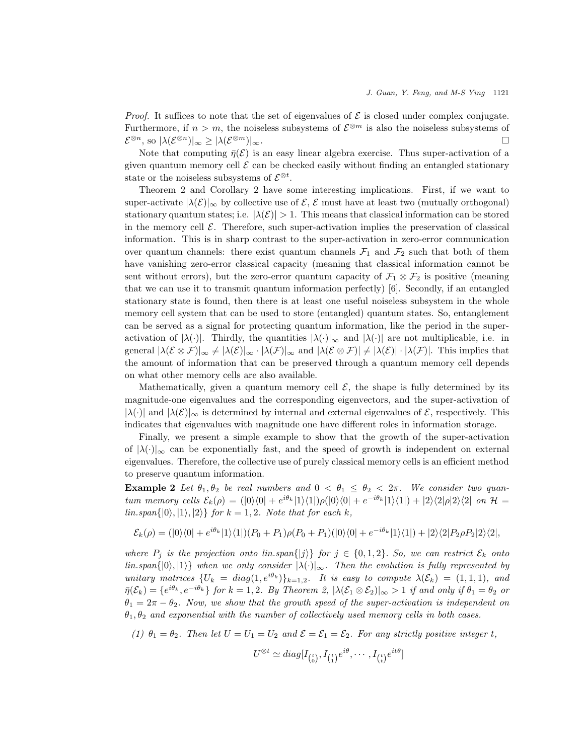*Proof.* It suffices to note that the set of eigenvalues of $\mathcal{E}$ is closed under complex conjugate. Furthermore, if $n > m$, the noiseless subsystems of $\mathcal{E}^{\otimes m}$ is also the noiseless subsystems of $\mathcal{E}^{\otimes n}$, so $|\lambda(\mathcal{E}^{\otimes n})|_\infty \geq |\lambda(\mathcal{E}^{\otimes m})|_\infty$. $\square$

Note that computing $\bar{\eta}(\mathcal{E})$ is an easy linear algebra exercise. Thus super-activation of a given quantum memory cell $\mathcal{E}$ can be checked easily without finding an entangled stationary state or the noiseless subsystems of $\mathcal{E}^{\otimes t}$.

Theorem 2 and Corollary 2 have some interesting implications. First, if we want to super-activate $|\lambda(\mathcal{E})|_\infty$ by collective use of $\mathcal{E}$, $\mathcal{E}$ must have at least two (mutually orthogonal) stationary quantum states; i.e. $|\lambda(\mathcal{E})| > 1$. This means that classical information can be stored in the memory cell $\mathcal{E}$. Therefore, such super-activation implies the preservation of classical information. This is in sharp contrast to the super-activation in zero-error communication over quantum channels: there exist quantum channels $\mathcal{F}_1$ and $\mathcal{F}_2$ such that both of them have vanishing zero-error classical capacity (meaning that classical information cannot be sent without errors), but the zero-error quantum capacity of $\mathcal{F}_1 \otimes \mathcal{F}_2$ is positive (meaning that we can use it to transmit quantum information perfectly) [6]. Secondly, if an entangled stationary state is found, then there is at least one useful noiseless subsystem in the whole memory cell system that can be used to store (entangled) quantum states. So, entanglement can be served as a signal for protecting quantum information, like the period in the super-activation of $|\lambda(\cdot)|$. Thirdly, the quantities $|\lambda(\cdot)|_\infty$ and $|\lambda(\cdot)|$ are not multiplicable, i.e. in general $|\lambda(\mathcal{E} \otimes \mathcal{F})|_\infty \neq |\lambda(\mathcal{E})|_\infty \cdot |\lambda(\mathcal{F})|_\infty$ and $|\lambda(\mathcal{E} \otimes \mathcal{F})| \neq |\lambda(\mathcal{E})| \cdot |\lambda(\mathcal{F})|$. This implies that the amount of information that can be preserved through a quantum memory cell depends on what other memory cells are also available.

Mathematically, given a quantum memory cell $\mathcal{E}$, the shape is fully determined by its magnitude-one eigenvalues and the corresponding eigenvectors, and the super-activation of $|\lambda(\cdot)|$ and $|\lambda(\mathcal{E})|_\infty$ is determined by internal and external eigenvalues of $\mathcal{E}$, respectively. This indicates that eigenvalues with magnitude one have different roles in information storage.

Finally, we present a simple example to show that the growth of the super-activation of $|\lambda(\cdot)|_\infty$ can be exponentially fast, and the speed of growth is independent on external eigenvalues. Therefore, the collective use of purely classical memory cells is an efficient method to preserve quantum information.

**Example 2** *Let $\theta_1, \theta_2$ be real numbers and $0 < \theta_1 \leq \theta_2 < 2\pi$. We consider two quantum memory cells $\mathcal{E}_k(\rho) = (|0\rangle\langle 0| + e^{i\theta_k}|1\rangle\langle 1|)\rho(|0\rangle\langle 0| + e^{-i\theta_k}|1\rangle\langle 1|) + |2\rangle\langle 2|\rho|2\rangle\langle 2|$ on $\mathcal{H} = lin.span\{|0\rangle, |1\rangle, |2\rangle\}$ for $k = 1, 2$. Note that for each $k$,*

$$\mathcal{E}_k(\rho) = (|0\rangle\langle 0| + e^{i\theta_k}|1\rangle\langle 1|)(P_0 + P_1)\rho(P_0 + P_1)(|0\rangle\langle 0| + e^{-i\theta_k}|1\rangle\langle 1|) + |2\rangle\langle 2|P_2\rho P_2|2\rangle\langle 2|,$$

*where $P_j$ is the projection onto $lin.span\{|j\rangle\}$ for $j \in \{0, 1, 2\}$. So, we can restrict $\mathcal{E}_k$ onto $lin.span\{|0\rangle, |1\rangle\}$ when we only consider $|\lambda(\cdot)|_\infty$. Then the evolution is fully represented by unitary matrices $\{U_k = diag(1, e^{i\theta_k})\}_{k=1,2}$. It is easy to compute $\lambda(\mathcal{E}_k) = (1, 1, 1)$, and $\bar{\eta}(\mathcal{E}_k) = \{e^{i\theta_k}, e^{-i\theta_k}\}$ for $k = 1, 2$. By Theorem 2, $|\lambda(\mathcal{E}_1 \otimes \mathcal{E}_2)|_\infty > 1$ if and only if $\theta_1 = \theta_2$ or $\theta_1 = 2\pi - \theta_2$. Now, we show that the growth speed of the super-activation is independent on $\theta_1, \theta_2$ and exponential with the number of collectively used memory cells in both cases.*

*(1) $\theta_1 = \theta_2$. Then let $U = U_1 = U_2$ and $\mathcal{E} = \mathcal{E}_1 = \mathcal{E}_2$. For any strictly positive integer $t$,*

$$U^{\otimes t} \simeq diag[I_{\binom{t}{0}}, I_{\binom{t}{1}}e^{i\theta}, \cdots, I_{\binom{t}{t}}e^{it\theta}]$$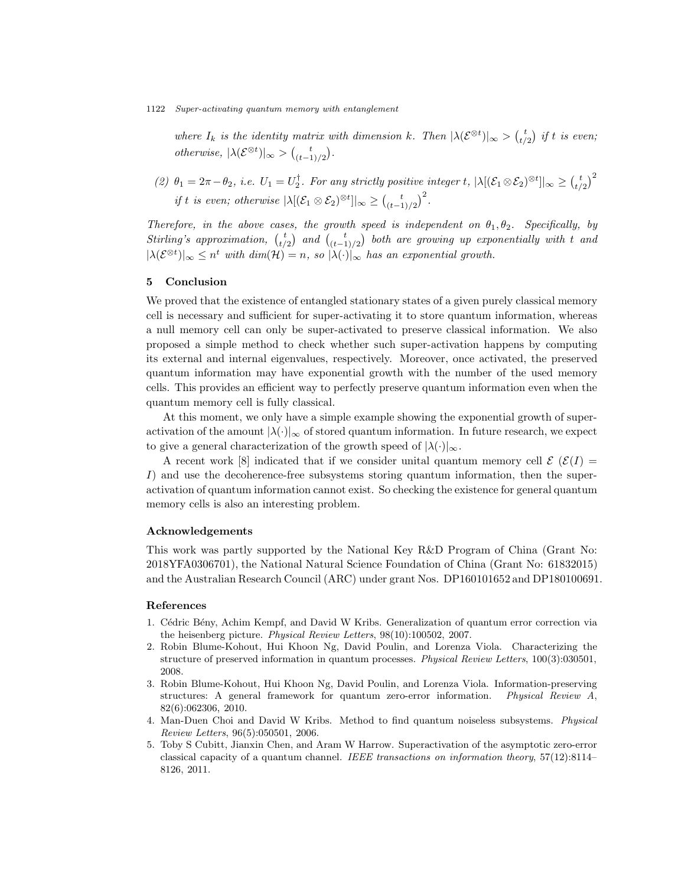*where $I_k$ is the identity matrix with dimension $k$. Then $|\lambda(\mathcal{E}^{\otimes t})|_\infty > \binom{t}{t/2}$ if $t$ is even; otherwise, $|\lambda(\mathcal{E}^{\otimes t})|_\infty > \binom{t}{(t-1)/2}$.*

*(2) $\theta_1 = 2\pi - \theta_2$, i.e. $U_1 = U_2^\dagger$. For any strictly positive integer $t$, $|\lambda[(\mathcal{E}_1 \otimes \mathcal{E}_2)^{\otimes t}]|_\infty \geq \binom{t}{t/2}^2$ if $t$ is even; otherwise $|\lambda[(\mathcal{E}_1 \otimes \mathcal{E}_2)^{\otimes t}]|_\infty \geq \binom{t}{(t-1)/2}^2$.*

*Therefore, in the above cases, the growth speed is independent on $\theta_1, \theta_2$. Specifically, by Stirling's approximation, $\binom{t}{t/2}$ and $\binom{t}{(t-1)/2}$ both are growing up exponentially with $t$ and $|\lambda(\mathcal{E}^{\otimes t})|_\infty \leq n^t$ with $dim(\mathcal{H}) = n$, so $|\lambda(\cdot)|_\infty$ has an exponential growth.*

## 5 Conclusion

We proved that the existence of entangled stationary states of a given purely classical memory cell is necessary and sufficient for super-activating it to store quantum information, whereas a null memory cell can only be super-activated to preserve classical information. We also proposed a simple method to check whether such super-activation happens by computing its external and internal eigenvalues, respectively. Moreover, once activated, the preserved quantum information may have exponential growth with the number of the used memory cells. This provides an efficient way to perfectly preserve quantum information even when the quantum memory cell is fully classical.

At this moment, we only have a simple example showing the exponential growth of super-activation of the amount $|\lambda(\cdot)|_\infty$ of stored quantum information. In future research, we expect to give a general characterization of the growth speed of $|\lambda(\cdot)|_\infty$.

A recent work [8] indicated that if we consider unital quantum memory cell $\mathcal{E}$ ($\mathcal{E}(I) = I$) and use the decoherence-free subsystems storing quantum information, then the super-activation of quantum information cannot exist. So checking the existence for general quantum memory cells is also an interesting problem.

### Acknowledgements

This work was partly supported by the National Key R&D Program of China (Grant No: 2018YFA0306701), the National Natural Science Foundation of China (Grant No: 61832015) and the Australian Research Council (ARC) under grant Nos. DP160101652 and DP180100691.

### References

1. Cédric Bény, Achim Kempf, and David W Kribs. Generalization of quantum error correction via the heisenberg picture. *Physical Review Letters*, 98(10):100502, 2007.
2. Robin Blume-Kohout, Hui Khoon Ng, David Poulin, and Lorenza Viola. Characterizing the structure of preserved information in quantum processes. *Physical Review Letters*, 100(3):030501, 2008.
3. Robin Blume-Kohout, Hui Khoon Ng, David Poulin, and Lorenza Viola. Information-preserving structures: A general framework for quantum zero-error information. *Physical Review A*, 82(6):062306, 2010.
4. Man-Duen Choi and David W Kribs. Method to find quantum noiseless subsystems. *Physical Review Letters*, 96(5):050501, 2006.
5. Toby S Cubitt, Jianxin Chen, and Aram W Harrow. Superactivation of the asymptotic zero-error classical capacity of a quantum channel. *IEEE transactions on information theory*, 57(12):8114–8126, 2011.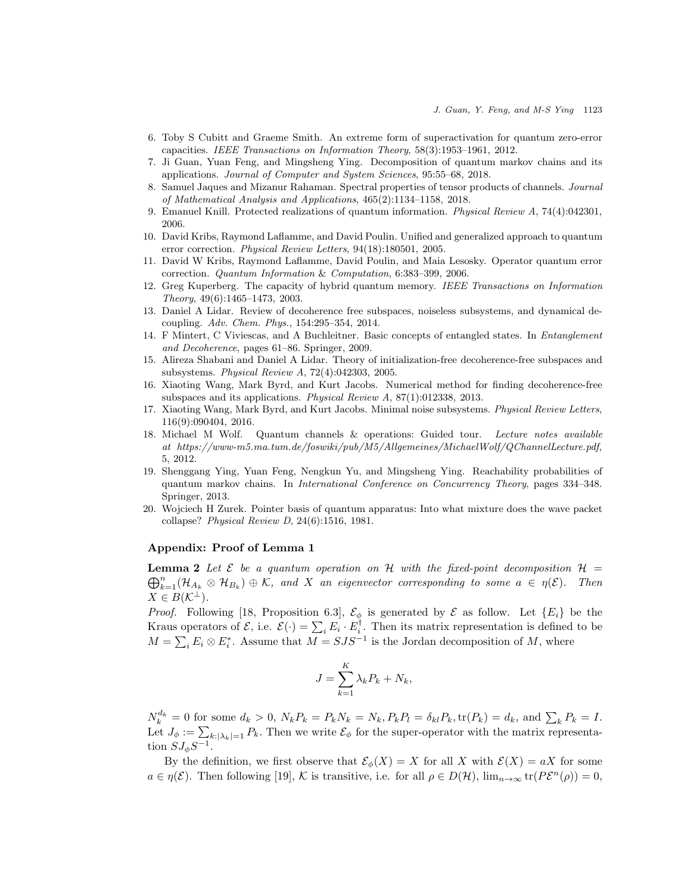6. Toby S Cubitt and Graeme Smith. An extreme form of superactivation for quantum zero-error capacities. *IEEE Transactions on Information Theory*, 58(3):1953–1961, 2012.
7. Ji Guan, Yuan Feng, and Mingsheng Ying. Decomposition of quantum markov chains and its applications. *Journal of Computer and System Sciences*, 95:55–68, 2018.
8. Samuel Jaques and Mizanur Rahaman. Spectral properties of tensor products of channels. *Journal of Mathematical Analysis and Applications*, 465(2):1134–1158, 2018.
9. Emanuel Knill. Protected realizations of quantum information. *Physical Review A*, 74(4):042301, 2006.
10. David Kribs, Raymond Laflamme, and David Poulin. Unified and generalized approach to quantum error correction. *Physical Review Letters*, 94(18):180501, 2005.
11. David W Kribs, Raymond Laflamme, David Poulin, and Maia Lesosky. Operator quantum error correction. *Quantum Information & Computation*, 6:383–399, 2006.
12. Greg Kuperberg. The capacity of hybrid quantum memory. *IEEE Transactions on Information Theory*, 49(6):1465–1473, 2003.
13. Daniel A Lidar. Review of decoherence free subspaces, noiseless subsystems, and dynamical decoupling. *Adv. Chem. Phys.*, 154:295–354, 2014.
14. F Mintert, C Viviescas, and A Buchleitner. Basic concepts of entangled states. In *Entanglement and Decoherence*, pages 61–86. Springer, 2009.
15. Alireza Shabani and Daniel A Lidar. Theory of initialization-free decoherence-free subspaces and subsystems. *Physical Review A*, 72(4):042303, 2005.
16. Xiaoting Wang, Mark Byrd, and Kurt Jacobs. Numerical method for finding decoherence-free subspaces and its applications. *Physical Review A*, 87(1):012338, 2013.
17. Xiaoting Wang, Mark Byrd, and Kurt Jacobs. Minimal noise subsystems. *Physical Review Letters*, 116(9):090404, 2016.
18. Michael M Wolf. Quantum channels & operations: Guided tour. *Lecture notes available at https://www-m5.ma.tum.de/foswiki/pub/M5/Allgemeines/MichaelWolf/QChannelLecture.pdf*, 5, 2012.
19. Shenggang Ying, Yuan Feng, Nengkun Yu, and Mingsheng Ying. Reachability probabilities of quantum markov chains. In *International Conference on Concurrency Theory*, pages 334–348. Springer, 2013.
20. Wojciech H Zurek. Pointer basis of quantum apparatus: Into what mixture does the wave packet collapse? *Physical Review D*, 24(6):1516, 1981.

## Appendix: Proof of Lemma 1

**Lemma 2** *Let $\mathcal{E}$ be a quantum operation on $\mathcal{H}$ with the fixed-point decomposition $\mathcal{H} = \bigoplus_{k=1}^{n}(\mathcal{H}_{A_k} \otimes \mathcal{H}_{B_k}) \oplus \mathcal{K}$, and $X$ an eigenvector corresponding to some $a \in \eta(\mathcal{E})$. Then $X \in B(\mathcal{K}^{\perp})$.*

*Proof.* Following [18, Proposition 6.3], $\mathcal{E}_\phi$ is generated by $\mathcal{E}$ as follow. Let $\{E_i\}$ be the Kraus operators of $\mathcal{E}$, i.e. $\mathcal{E}(\cdot) = \sum_i E_i \cdot E_i^\dagger$. Then its matrix representation is defined to be $M = \sum_i E_i \otimes E_i^*$. Assume that $M = SJS^{-1}$ is the Jordan decomposition of $M$, where

$$J = \sum_{k=1}^{K} \lambda_k P_k + N_k,$$

$N_k^{d_k} = 0$ for some $d_k > 0$, $N_k P_k = P_k N_k = N_k, P_k P_l = \delta_{kl} P_k, \operatorname{tr}(P_k) = d_k$, and $\sum_k P_k = I$. Let $J_\phi := \sum_{k:|\lambda_k|=1} P_k$. Then we write $\mathcal{E}_\phi$ for the super-operator with the matrix representation $SJ_\phi S^{-1}$.

By the definition, we first observe that $\mathcal{E}_\phi(X) = X$ for all $X$ with $\mathcal{E}(X) = aX$ for some $a \in \eta(\mathcal{E})$. Then following [19], $\mathcal{K}$ is transitive, i.e. for all $\rho \in D(\mathcal{H})$, $\lim_{n\to\infty} \operatorname{tr}(P\mathcal{E}^n(\rho)) = 0$,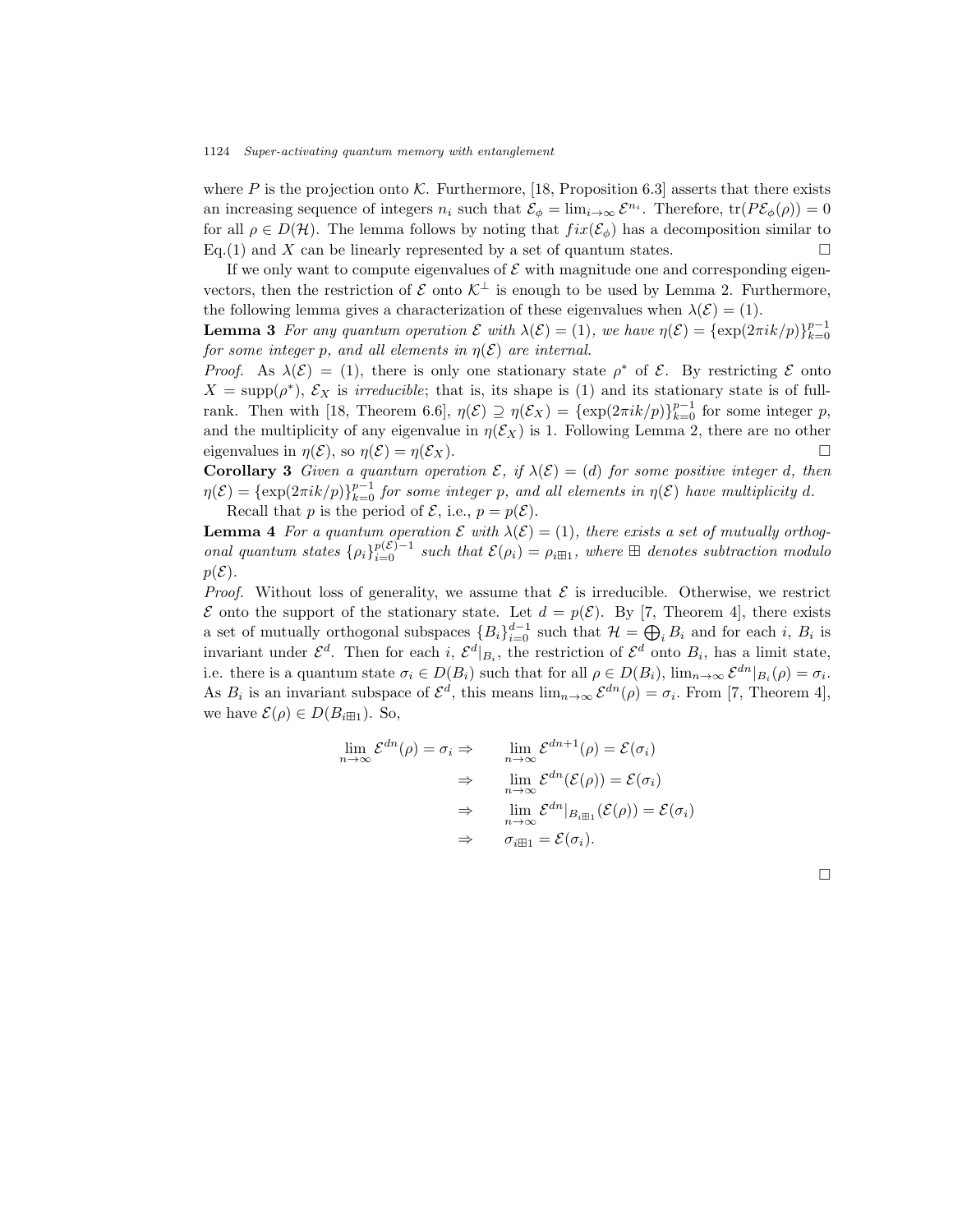where $P$ is the projection onto $\mathcal{K}$. Furthermore, [18, Proposition 6.3] asserts that there exists an increasing sequence of integers $n_i$ such that $\mathcal{E}_\phi = \lim_{i\to\infty} \mathcal{E}^{n_i}$. Therefore, $\mathrm{tr}(P\mathcal{E}_\phi(\rho)) = 0$ for all $\rho \in D(\mathcal{H})$. The lemma follows by noting that $fix(\mathcal{E}_\phi)$ has a decomposition similar to Eq.(1) and $X$ can be linearly represented by a set of quantum states. □

If we only want to compute eigenvalues of $\mathcal{E}$ with magnitude one and corresponding eigenvectors, then the restriction of $\mathcal{E}$ onto $\mathcal{K}^\perp$ is enough to be used by Lemma 2. Furthermore, the following lemma gives a characterization of these eigenvalues when $\lambda(\mathcal{E}) = (1)$.

**Lemma 3** *For any quantum operation $\mathcal{E}$ with $\lambda(\mathcal{E}) = (1)$, we have $\eta(\mathcal{E}) = \{\exp(2\pi i k/p)\}_{k=0}^{p-1}$ for some integer $p$, and all elements in $\eta(\mathcal{E})$ are internal.*

*Proof.* As $\lambda(\mathcal{E}) = (1)$, there is only one stationary state $\rho^*$ of $\mathcal{E}$. By restricting $\mathcal{E}$ onto $X = \mathrm{supp}(\rho^*)$, $\mathcal{E}_X$ is *irreducible*; that is, its shape is (1) and its stationary state is of full-rank. Then with [18, Theorem 6.6], $\eta(\mathcal{E}) \supseteq \eta(\mathcal{E}_X) = \{\exp(2\pi i k/p)\}_{k=0}^{p-1}$ for some integer $p$, and the multiplicity of any eigenvalue in $\eta(\mathcal{E}_X)$ is 1. Following Lemma 2, there are no other eigenvalues in $\eta(\mathcal{E})$, so $\eta(\mathcal{E}) = \eta(\mathcal{E}_X)$. □

**Corollary 3** *Given a quantum operation $\mathcal{E}$, if $\lambda(\mathcal{E}) = (d)$ for some positive integer $d$, then $\eta(\mathcal{E}) = \{\exp(2\pi i k/p)\}_{k=0}^{p-1}$ for some integer $p$, and all elements in $\eta(\mathcal{E})$ have multiplicity $d$.*

Recall that $p$ is the period of $\mathcal{E}$, i.e., $p = p(\mathcal{E})$.

**Lemma 4** *For a quantum operation $\mathcal{E}$ with $\lambda(\mathcal{E}) = (1)$, there exists a set of mutually orthogonal quantum states $\{\rho_i\}_{i=0}^{p(\mathcal{E})-1}$ such that $\mathcal{E}(\rho_i) = \rho_{i\boxplus 1}$, where $\boxplus$ denotes subtraction modulo $p(\mathcal{E})$.*

*Proof.* Without loss of generality, we assume that $\mathcal{E}$ is irreducible. Otherwise, we restrict $\mathcal{E}$ onto the support of the stationary state. Let $d = p(\mathcal{E})$. By [7, Theorem 4], there exists a set of mutually orthogonal subspaces $\{B_i\}_{i=0}^{d-1}$ such that $\mathcal{H} = \bigoplus_i B_i$ and for each $i$, $B_i$ is invariant under $\mathcal{E}^d$. Then for each $i$, $\mathcal{E}^d|_{B_i}$, the restriction of $\mathcal{E}^d$ onto $B_i$, has a limit state, i.e. there is a quantum state $\sigma_i \in D(B_i)$ such that for all $\rho \in D(B_i)$, $\lim_{n\to\infty} \mathcal{E}^{dn}|_{B_i}(\rho) = \sigma_i$. As $B_i$ is an invariant subspace of $\mathcal{E}^d$, this means $\lim_{n\to\infty} \mathcal{E}^{dn}(\rho) = \sigma_i$. From [7, Theorem 4], we have $\mathcal{E}(\rho) \in D(B_{i\boxplus 1})$. So,

$$
\begin{aligned}
\lim_{n\to\infty} \mathcal{E}^{dn}(\rho) = \sigma_i \Rightarrow \quad & \lim_{n\to\infty} \mathcal{E}^{dn+1}(\rho) = \mathcal{E}(\sigma_i) \\
\Rightarrow \quad & \lim_{n\to\infty} \mathcal{E}^{dn}(\mathcal{E}(\rho)) = \mathcal{E}(\sigma_i) \\
\Rightarrow \quad & \lim_{n\to\infty} \mathcal{E}^{dn}|_{B_{i\boxplus 1}}(\mathcal{E}(\rho)) = \mathcal{E}(\sigma_i) \\
\Rightarrow \quad & \sigma_{i\boxplus 1} = \mathcal{E}(\sigma_i).
\end{aligned}
$$

□